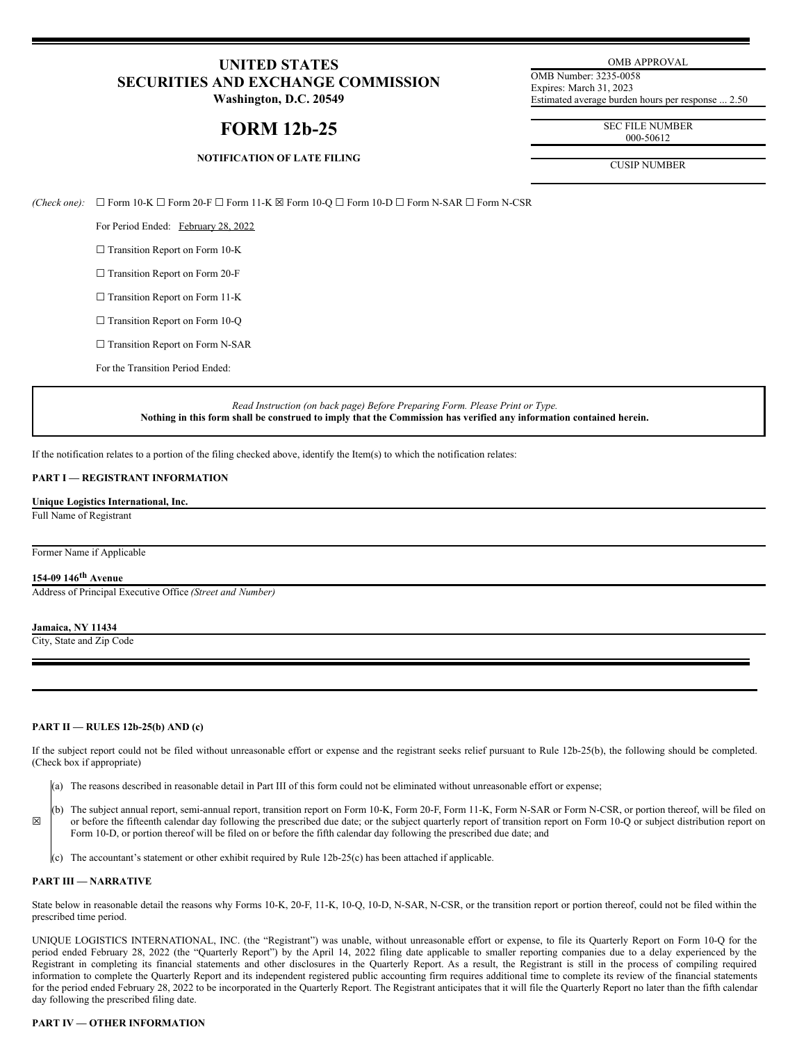# UNITED STATES
# SECURITIES AND EXCHANGE COMMISSION
**Washington, D.C. 20549**

# FORM 12b-25

**NOTIFICATION OF LATE FILING**

| OMB APPROVAL |
| --- |
| OMB Number: 3235-0058 |
| Expires: March 31, 2023 |
| Estimated average burden hours per response ... 2.50 |

| SEC FILE NUMBER |
| --- |
| 000-50612 |

| CUSIP NUMBER |
| --- |
| |

*(Check one):* ☐ Form 10-K ☐ Form 20-F ☐ Form 11-K ☒ Form 10-Q ☐ Form 10-D ☐ Form N-SAR ☐ Form N-CSR

For Period Ended: February 28, 2022

☐ Transition Report on Form 10-K

☐ Transition Report on Form 20-F

☐ Transition Report on Form 11-K

☐ Transition Report on Form 10-Q

☐ Transition Report on Form N-SAR

For the Transition Period Ended:

*Read Instruction (on back page) Before Preparing Form. Please Print or Type.*
**Nothing in this form shall be construed to imply that the Commission has verified any information contained herein.**

If the notification relates to a portion of the filing checked above, identify the Item(s) to which the notification relates:

**PART I — REGISTRANT INFORMATION**

**Unique Logistics International, Inc.**
Full Name of Registrant

Former Name if Applicable

**154-09 146th Avenue**
Address of Principal Executive Office *(Street and Number)*

**Jamaica, NY 11434**
City, State and Zip Code

**PART II — RULES 12b-25(b) AND (c)**

If the subject report could not be filed without unreasonable effort or expense and the registrant seeks relief pursuant to Rule 12b-25(b), the following should be completed. (Check box if appropriate)

☒

(a) The reasons described in reasonable detail in Part III of this form could not be eliminated without unreasonable effort or expense;

(b) The subject annual report, semi-annual report, transition report on Form 10-K, Form 20-F, Form 11-K, Form N-SAR or Form N-CSR, or portion thereof, will be filed on or before the fifteenth calendar day following the prescribed due date; or the subject quarterly report of transition report on Form 10-Q or subject distribution report on Form 10-D, or portion thereof will be filed on or before the fifth calendar day following the prescribed due date; and

(c) The accountant's statement or other exhibit required by Rule 12b-25(c) has been attached if applicable.

**PART III — NARRATIVE**

State below in reasonable detail the reasons why Forms 10-K, 20-F, 11-K, 10-Q, 10-D, N-SAR, N-CSR, or the transition report or portion thereof, could not be filed within the prescribed time period.

UNIQUE LOGISTICS INTERNATIONAL, INC. (the "Registrant") was unable, without unreasonable effort or expense, to file its Quarterly Report on Form 10-Q for the period ended February 28, 2022 (the "Quarterly Report") by the April 14, 2022 filing date applicable to smaller reporting companies due to a delay experienced by the Registrant in completing its financial statements and other disclosures in the Quarterly Report. As a result, the Registrant is still in the process of compiling required information to complete the Quarterly Report and its independent registered public accounting firm requires additional time to complete its review of the financial statements for the period ended February 28, 2022 to be incorporated in the Quarterly Report. The Registrant anticipates that it will file the Quarterly Report no later than the fifth calendar day following the prescribed filing date.

**PART IV — OTHER INFORMATION**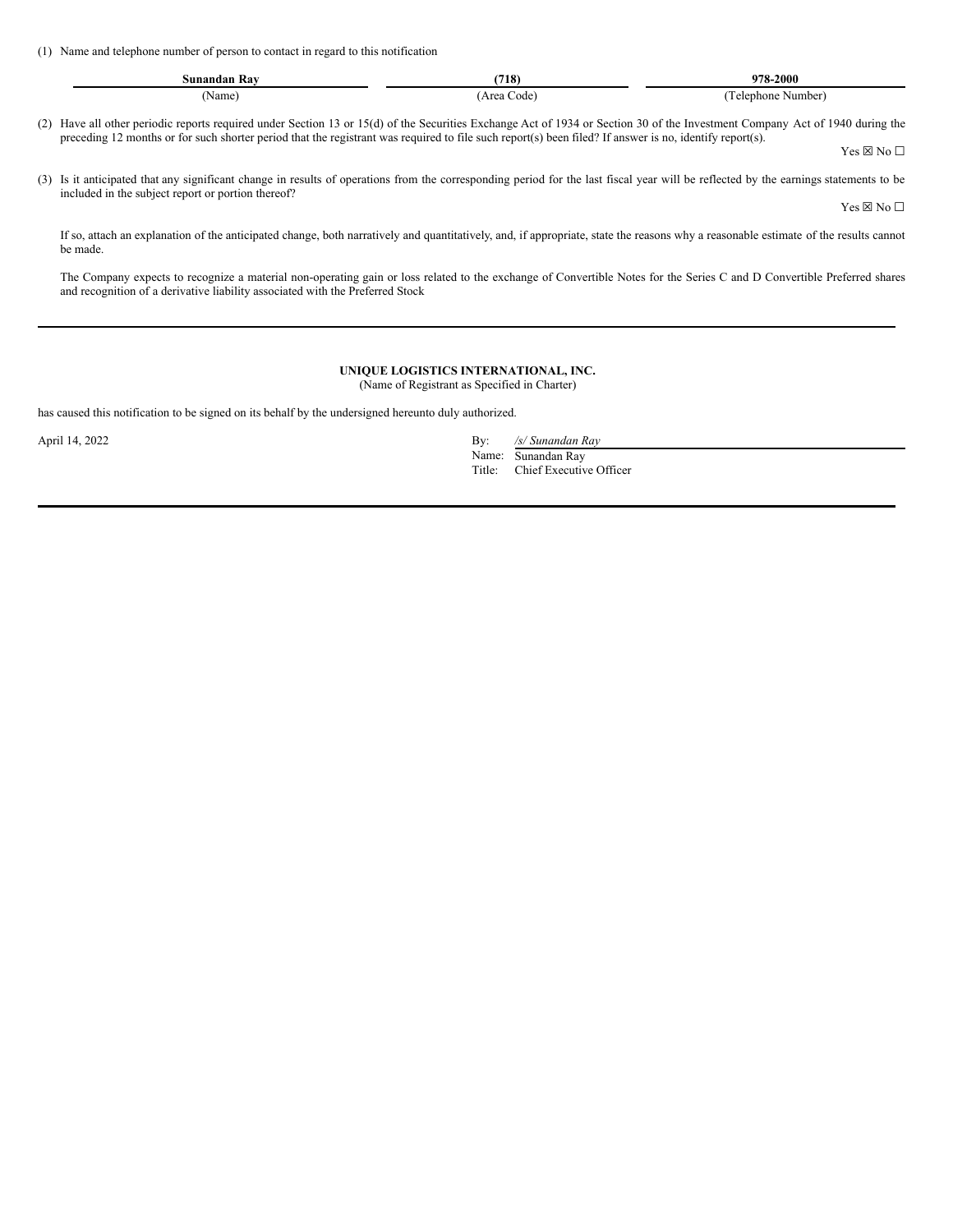(1) Name and telephone number of person to contact in regard to this notification

| **Sunandan Ray** | **(718)** | **978-2000** |
|---|---|---|
| (Name) | (Area Code) | (Telephone Number) |

(2) Have all other periodic reports required under Section 13 or 15(d) of the Securities Exchange Act of 1934 or Section 30 of the Investment Company Act of 1940 during the preceding 12 months or for such shorter period that the registrant was required to file such report(s) been filed? If answer is no, identify report(s).

Yes ☒ No ☐

(3) Is it anticipated that any significant change in results of operations from the corresponding period for the last fiscal year will be reflected by the earnings statements to be included in the subject report or portion thereof?

Yes ☒ No ☐

If so, attach an explanation of the anticipated change, both narratively and quantitatively, and, if appropriate, state the reasons why a reasonable estimate of the results cannot be made.

The Company expects to recognize a material non-operating gain or loss related to the exchange of Convertible Notes for the Series C and D Convertible Preferred shares and recognition of a derivative liability associated with the Preferred Stock

---

**UNIQUE LOGISTICS INTERNATIONAL, INC.**
(Name of Registrant as Specified in Charter)

has caused this notification to be signed on its behalf by the undersigned hereunto duly authorized.

April 14, 2022

By: */s/ Sunandan Ray*
Name: Sunandan Ray
Title: Chief Executive Officer